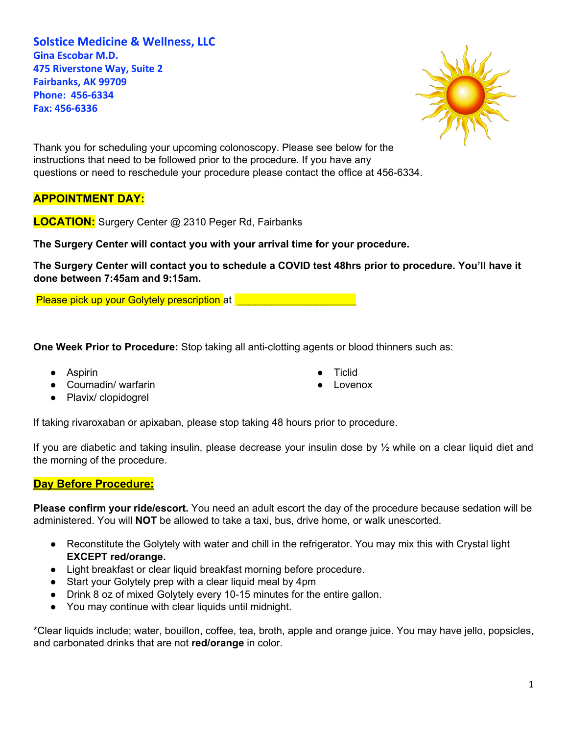**Solstice Medicine & Wellness, LLC**
**Gina Escobar M.D.**
**475 Riverstone Way, Suite 2**
**Fairbanks, AK 99709**
**Phone: 456-6334**
**Fax: 456-6336**

Thank you for scheduling your upcoming colonoscopy. Please see below for the instructions that need to be followed prior to the procedure. If you have any questions or need to reschedule your procedure please contact the office at 456-6334.

**APPOINTMENT DAY:**

**LOCATION:** Surgery Center @ 2310 Peger Rd, Fairbanks

**The Surgery Center will contact you with your arrival time for your procedure.**

**The Surgery Center will contact you to schedule a COVID test 48hrs prior to procedure. You'll have it done between 7:45am and 9:15am.**

Please pick up your Golytely prescription at ____________________

**One Week Prior to Procedure:** Stop taking all anti-clotting agents or blood thinners such as:

- Aspirin
- Coumadin/ warfarin
- Plavix/ clopidogrel
- Ticlid
- Lovenox

If taking rivaroxaban or apixaban, please stop taking 48 hours prior to procedure.

If you are diabetic and taking insulin, please decrease your insulin dose by ½ while on a clear liquid diet and the morning of the procedure.

**Day Before Procedure:**

**Please confirm your ride/escort.** You need an adult escort the day of the procedure because sedation will be administered. You will **NOT** be allowed to take a taxi, bus, drive home, or walk unescorted.

- Reconstitute the Golytely with water and chill in the refrigerator. You may mix this with Crystal light **EXCEPT red/orange.**
- Light breakfast or clear liquid breakfast morning before procedure.
- Start your Golytely prep with a clear liquid meal by 4pm
- Drink 8 oz of mixed Golytely every 10-15 minutes for the entire gallon.
- You may continue with clear liquids until midnight.

*Clear liquids include; water, bouillon, coffee, tea, broth, apple and orange juice. You may have jello, popsicles, and carbonated drinks that are not **red/orange** in color.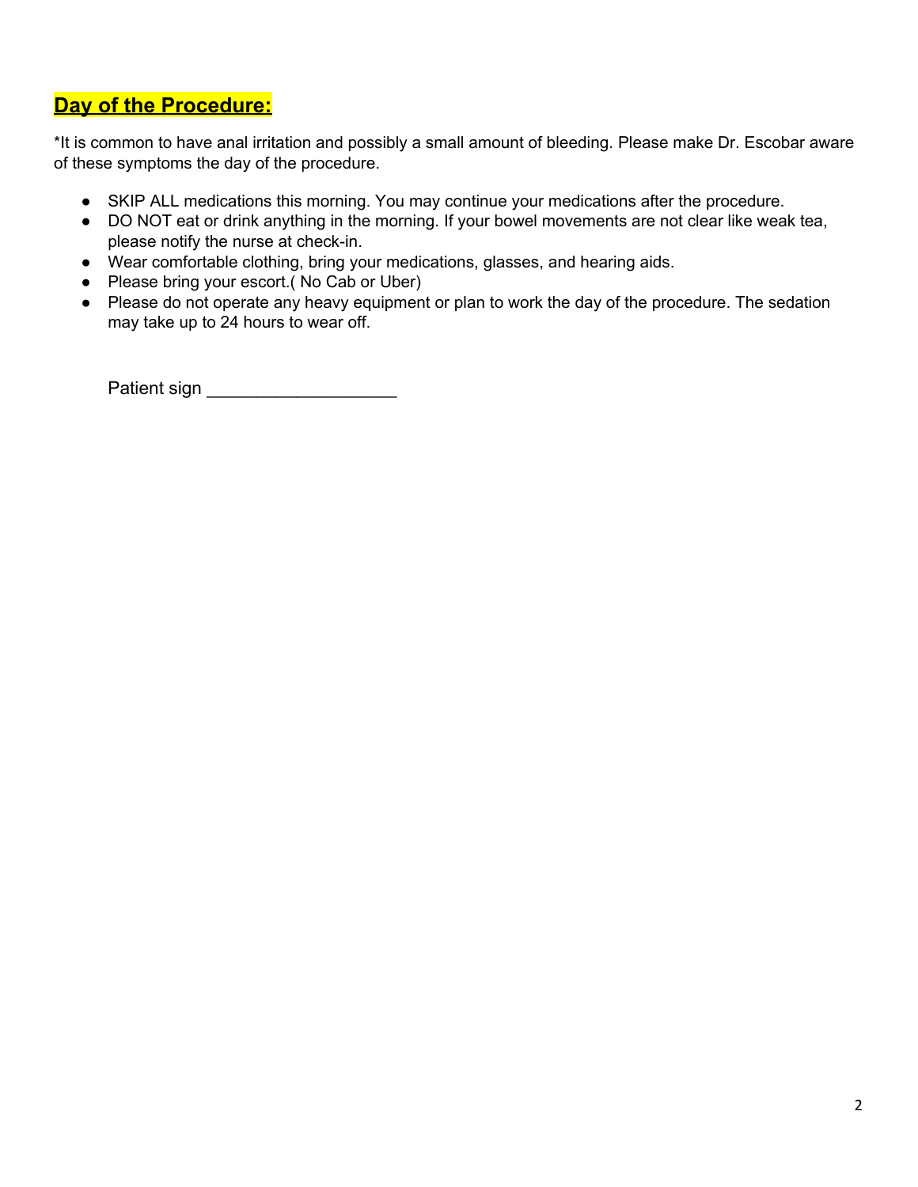## **Day of the Procedure:**

*It is common to have anal irritation and possibly a small amount of bleeding. Please make Dr. Escobar aware of these symptoms the day of the procedure.

- SKIP ALL medications this morning. You may continue your medications after the procedure.
- DO NOT eat or drink anything in the morning. If your bowel movements are not clear like weak tea, please notify the nurse at check-in.
- Wear comfortable clothing, bring your medications, glasses, and hearing aids.
- Please bring your escort.( No Cab or Uber)
- Please do not operate any heavy equipment or plan to work the day of the procedure. The sedation may take up to 24 hours to wear off.

Patient sign ___________________